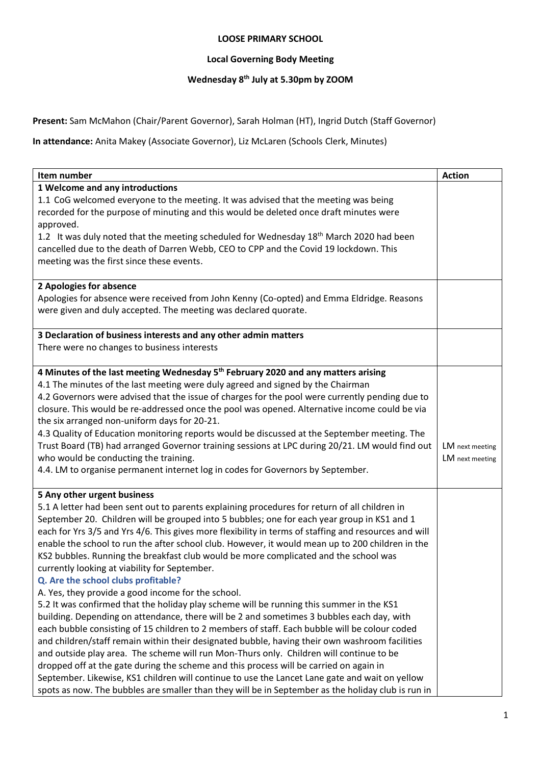**LOOSE PRIMARY SCHOOL**

**Local Governing Body Meeting**

**Wednesday 8th July at 5.30pm by ZOOM**

**Present:** Sam McMahon (Chair/Parent Governor), Sarah Holman (HT), Ingrid Dutch (Staff Governor)

**In attendance:** Anita Makey (Associate Governor), Liz McLaren (Schools Clerk, Minutes)

| Item number | Action |
|---|---|
| **1 Welcome and any introductions**<br>1.1 CoG welcomed everyone to the meeting. It was advised that the meeting was being recorded for the purpose of minuting and this would be deleted once draft minutes were approved.<br>1.2 It was duly noted that the meeting scheduled for Wednesday 18th March 2020 had been cancelled due to the death of Darren Webb, CEO to CPP and the Covid 19 lockdown. This meeting was the first since these events. | |
| **2 Apologies for absence**<br>Apologies for absence were received from John Kenny (Co-opted) and Emma Eldridge. Reasons were given and duly accepted. The meeting was declared quorate. | |
| **3 Declaration of business interests and any other admin matters**<br>There were no changes to business interests | |
| **4 Minutes of the last meeting Wednesday 5th February 2020 and any matters arising**<br>4.1 The minutes of the last meeting were duly agreed and signed by the Chairman<br>4.2 Governors were advised that the issue of charges for the pool were currently pending due to closure. This would be re-addressed once the pool was opened. Alternative income could be via the six arranged non-uniform days for 20-21.<br>4.3 Quality of Education monitoring reports would be discussed at the September meeting. The Trust Board (TB) had arranged Governor training sessions at LPC during 20/21. LM would find out who would be conducting the training.<br>4.4. LM to organise permanent internet log in codes for Governors by September. | LM next meeting<br>LM next meeting |
| **5 Any other urgent business**<br>5.1 A letter had been sent out to parents explaining procedures for return of all children in September 20. Children will be grouped into 5 bubbles; one for each year group in KS1 and 1 each for Yrs 3/5 and Yrs 4/6. This gives more flexibility in terms of staffing and resources and will enable the school to run the after school club. However, it would mean up to 200 children in the KS2 bubbles. Running the breakfast club would be more complicated and the school was currently looking at viability for September.<br>**Q. Are the school clubs profitable?**<br>A. Yes, they provide a good income for the school.<br>5.2 It was confirmed that the holiday play scheme will be running this summer in the KS1 building. Depending on attendance, there will be 2 and sometimes 3 bubbles each day, with each bubble consisting of 15 children to 2 members of staff. Each bubble will be colour coded and children/staff remain within their designated bubble, having their own washroom facilities and outside play area. The scheme will run Mon-Thurs only. Children will continue to be dropped off at the gate during the scheme and this process will be carried on again in September. Likewise, KS1 children will continue to use the Lancet Lane gate and wait on yellow spots as now. The bubbles are smaller than they will be in September as the holiday club is run in | |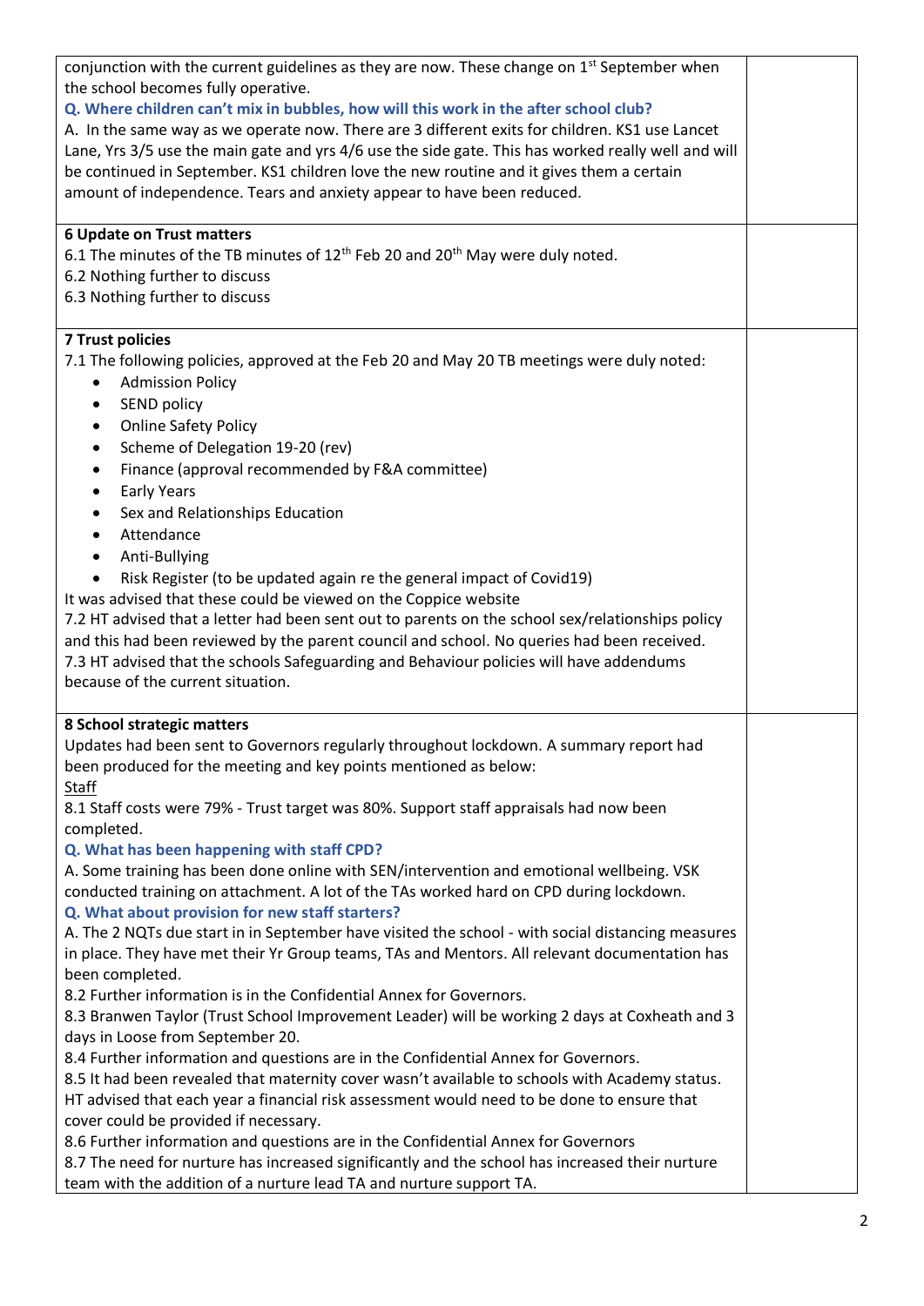conjunction with the current guidelines as they are now. These change on 1st September when the school becomes fully operative.

**Q. Where children can't mix in bubbles, how will this work in the after school club?**

A. In the same way as we operate now. There are 3 different exits for children. KS1 use Lancet Lane, Yrs 3/5 use the main gate and yrs 4/6 use the side gate. This has worked really well and will be continued in September. KS1 children love the new routine and it gives them a certain amount of independence. Tears and anxiety appear to have been reduced.

**6 Update on Trust matters**

6.1 The minutes of the TB minutes of 12th Feb 20 and 20th May were duly noted.
6.2 Nothing further to discuss
6.3 Nothing further to discuss

**7 Trust policies**

7.1 The following policies, approved at the Feb 20 and May 20 TB meetings were duly noted:

- Admission Policy
- SEND policy
- Online Safety Policy
- Scheme of Delegation 19-20 (rev)
- Finance (approval recommended by F&A committee)
- Early Years
- Sex and Relationships Education
- Attendance
- Anti-Bullying
- Risk Register (to be updated again re the general impact of Covid19)

It was advised that these could be viewed on the Coppice website
7.2 HT advised that a letter had been sent out to parents on the school sex/relationships policy and this had been reviewed by the parent council and school. No queries had been received.
7.3 HT advised that the schools Safeguarding and Behaviour policies will have addendums because of the current situation.

**8 School strategic matters**

Updates had been sent to Governors regularly throughout lockdown. A summary report had been produced for the meeting and key points mentioned as below:

<u>Staff</u>

8.1 Staff costs were 79% - Trust target was 80%. Support staff appraisals had now been completed.

**Q. What has been happening with staff CPD?**

A. Some training has been done online with SEN/intervention and emotional wellbeing. VSK conducted training on attachment. A lot of the TAs worked hard on CPD during lockdown.

**Q. What about provision for new staff starters?**

A. The 2 NQTs due start in in September have visited the school - with social distancing measures in place. They have met their Yr Group teams, TAs and Mentors. All relevant documentation has been completed.

8.2 Further information is in the Confidential Annex for Governors.
8.3 Branwen Taylor (Trust School Improvement Leader) will be working 2 days at Coxheath and 3 days in Loose from September 20.
8.4 Further information and questions are in the Confidential Annex for Governors.
8.5 It had been revealed that maternity cover wasn't available to schools with Academy status. HT advised that each year a financial risk assessment would need to be done to ensure that cover could be provided if necessary.
8.6 Further information and questions are in the Confidential Annex for Governors
8.7 The need for nurture has increased significantly and the school has increased their nurture team with the addition of a nurture lead TA and nurture support TA.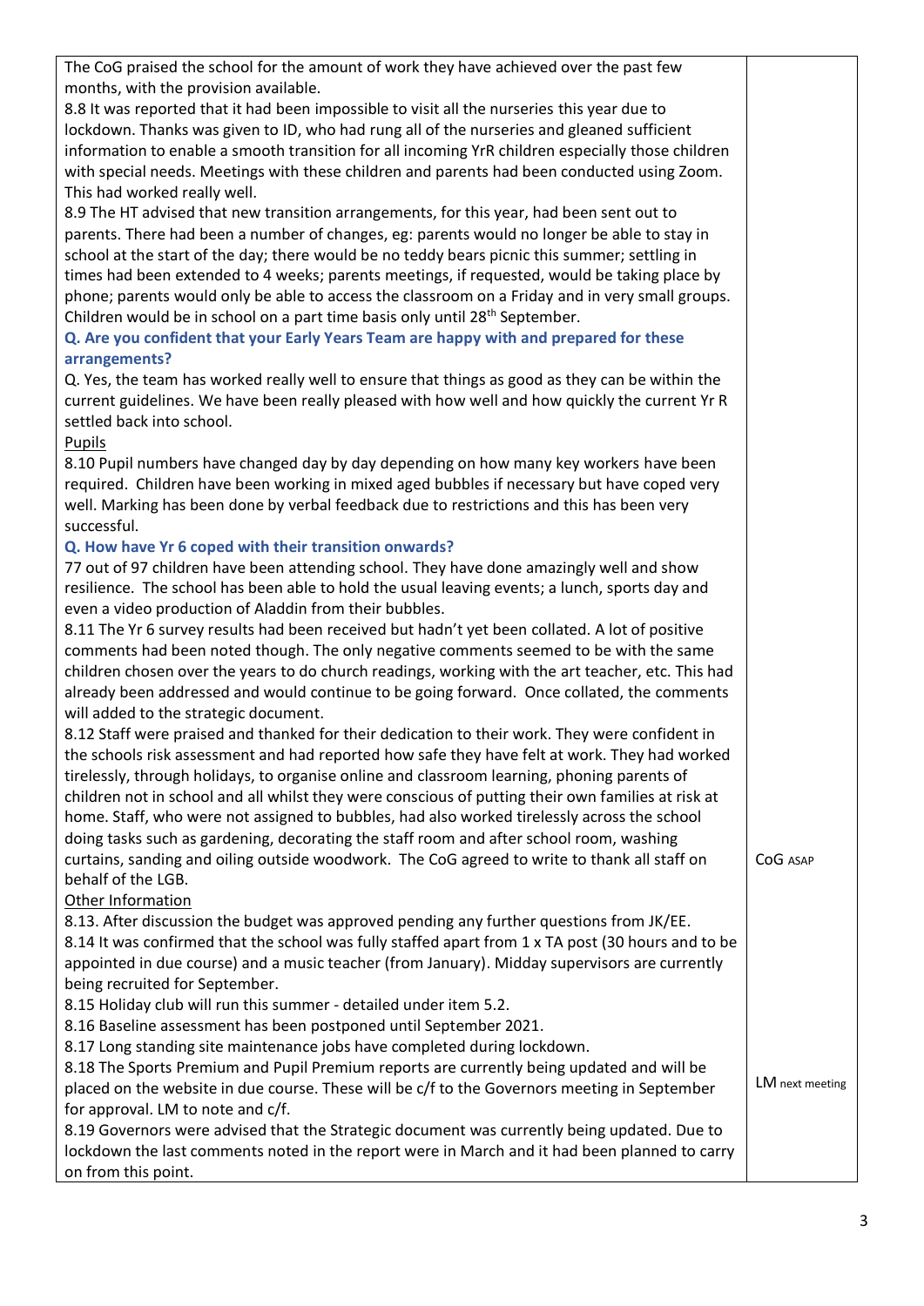| | |
|---|---|
| The CoG praised the school for the amount of work they have achieved over the past few months, with the provision available.<br>8.8 It was reported that it had been impossible to visit all the nurseries this year due to lockdown. Thanks was given to ID, who had rung all of the nurseries and gleaned sufficient information to enable a smooth transition for all incoming YrR children especially those children with special needs. Meetings with these children and parents had been conducted using Zoom. This had worked really well.<br>8.9 The HT advised that new transition arrangements, for this year, had been sent out to parents. There had been a number of changes, eg: parents would no longer be able to stay in school at the start of the day; there would be no teddy bears picnic this summer; settling in times had been extended to 4 weeks; parents meetings, if requested, would be taking place by phone; parents would only be able to access the classroom on a Friday and in very small groups. Children would be in school on a part time basis only until 28th September.<br>**Q. Are you confident that your Early Years Team are happy with and prepared for these arrangements?**<br>Q. Yes, the team has worked really well to ensure that things as good as they can be within the current guidelines. We have been really pleased with how well and how quickly the current Yr R settled back into school.<br><u>Pupils</u><br>8.10 Pupil numbers have changed day by day depending on how many key workers have been required. Children have been working in mixed aged bubbles if necessary but have coped very well. Marking has been done by verbal feedback due to restrictions and this has been very successful.<br>**Q. How have Yr 6 coped with their transition onwards?**<br>77 out of 97 children have been attending school. They have done amazingly well and show resilience. The school has been able to hold the usual leaving events; a lunch, sports day and even a video production of Aladdin from their bubbles.<br>8.11 The Yr 6 survey results had been received but hadn't yet been collated. A lot of positive comments had been noted though. The only negative comments seemed to be with the same children chosen over the years to do church readings, working with the art teacher, etc. This had already been addressed and would continue to be going forward. Once collated, the comments will added to the strategic document.<br>8.12 Staff were praised and thanked for their dedication to their work. They were confident in the schools risk assessment and had reported how safe they have felt at work. They had worked tirelessly, through holidays, to organise online and classroom learning, phoning parents of children not in school and all whilst they were conscious of putting their own families at risk at home. Staff, who were not assigned to bubbles, had also worked tirelessly across the school doing tasks such as gardening, decorating the staff room and after school room, washing curtains, sanding and oiling outside woodwork. The CoG agreed to write to thank all staff on behalf of the LGB. | CoG ASAP |
| <u>Other Information</u><br>8.13. After discussion the budget was approved pending any further questions from JK/EE.<br>8.14 It was confirmed that the school was fully staffed apart from 1 x TA post (30 hours and to be appointed in due course) and a music teacher (from January). Midday supervisors are currently being recruited for September.<br>8.15 Holiday club will run this summer - detailed under item 5.2.<br>8.16 Baseline assessment has been postponed until September 2021.<br>8.17 Long standing site maintenance jobs have completed during lockdown.<br>8.18 The Sports Premium and Pupil Premium reports are currently being updated and will be placed on the website in due course. These will be c/f to the Governors meeting in September for approval. LM to note and c/f.<br>8.19 Governors were advised that the Strategic document was currently being updated. Due to lockdown the last comments noted in the report were in March and it had been planned to carry on from this point. | LM next meeting |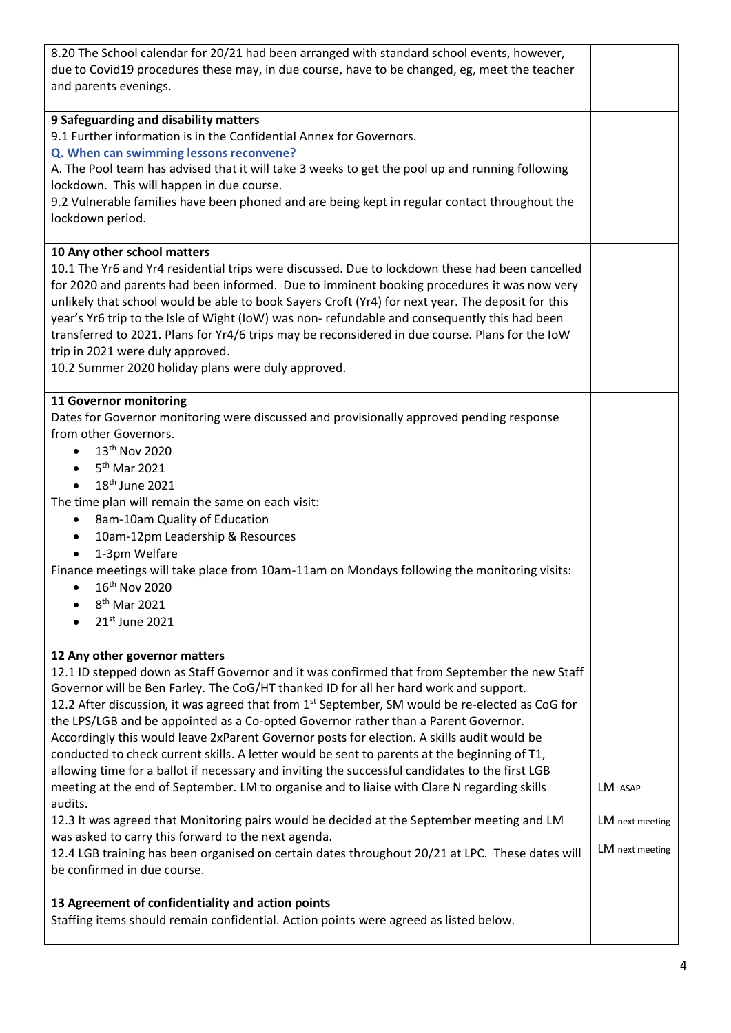| | |
|---|---|
| 8.20 The School calendar for 20/21 had been arranged with standard school events, however, due to Covid19 procedures these may, in due course, have to be changed, eg, meet the teacher and parents evenings. | |
| **9 Safeguarding and disability matters**<br>9.1 Further information is in the Confidential Annex for Governors.<br>**Q. When can swimming lessons reconvene?**<br>A. The Pool team has advised that it will take 3 weeks to get the pool up and running following lockdown. This will happen in due course.<br>9.2 Vulnerable families have been phoned and are being kept in regular contact throughout the lockdown period. | |
| **10 Any other school matters**<br>10.1 The Yr6 and Yr4 residential trips were discussed. Due to lockdown these had been cancelled for 2020 and parents had been informed. Due to imminent booking procedures it was now very unlikely that school would be able to book Sayers Croft (Yr4) for next year. The deposit for this year's Yr6 trip to the Isle of Wight (IoW) was non- refundable and consequently this had been transferred to 2021. Plans for Yr4/6 trips may be reconsidered in due course. Plans for the IoW trip in 2021 were duly approved.<br>10.2 Summer 2020 holiday plans were duly approved. | |
| **11 Governor monitoring**<br>Dates for Governor monitoring were discussed and provisionally approved pending response from other Governors.<br>• 13th Nov 2020<br>• 5th Mar 2021<br>• 18th June 2021<br>The time plan will remain the same on each visit:<br>• 8am-10am Quality of Education<br>• 10am-12pm Leadership & Resources<br>• 1-3pm Welfare<br>Finance meetings will take place from 10am-11am on Mondays following the monitoring visits:<br>• 16th Nov 2020<br>• 8th Mar 2021<br>• 21st June 2021 | |
| **12 Any other governor matters**<br>12.1 ID stepped down as Staff Governor and it was confirmed that from September the new Staff Governor will be Ben Farley. The CoG/HT thanked ID for all her hard work and support.<br>12.2 After discussion, it was agreed that from 1st September, SM would be re-elected as CoG for the LPS/LGB and be appointed as a Co-opted Governor rather than a Parent Governor. Accordingly this would leave 2xParent Governor posts for election. A skills audit would be conducted to check current skills. A letter would be sent to parents at the beginning of T1, allowing time for a ballot if necessary and inviting the successful candidates to the first LGB meeting at the end of September. LM to organise and to liaise with Clare N regarding skills audits.<br>12.3 It was agreed that Monitoring pairs would be decided at the September meeting and LM was asked to carry this forward to the next agenda.<br>12.4 LGB training has been organised on certain dates throughout 20/21 at LPC. These dates will be confirmed in due course. | LM ASAP<br><br>LM next meeting<br><br>LM next meeting |
| **13 Agreement of confidentiality and action points**<br>Staffing items should remain confidential. Action points were agreed as listed below. | |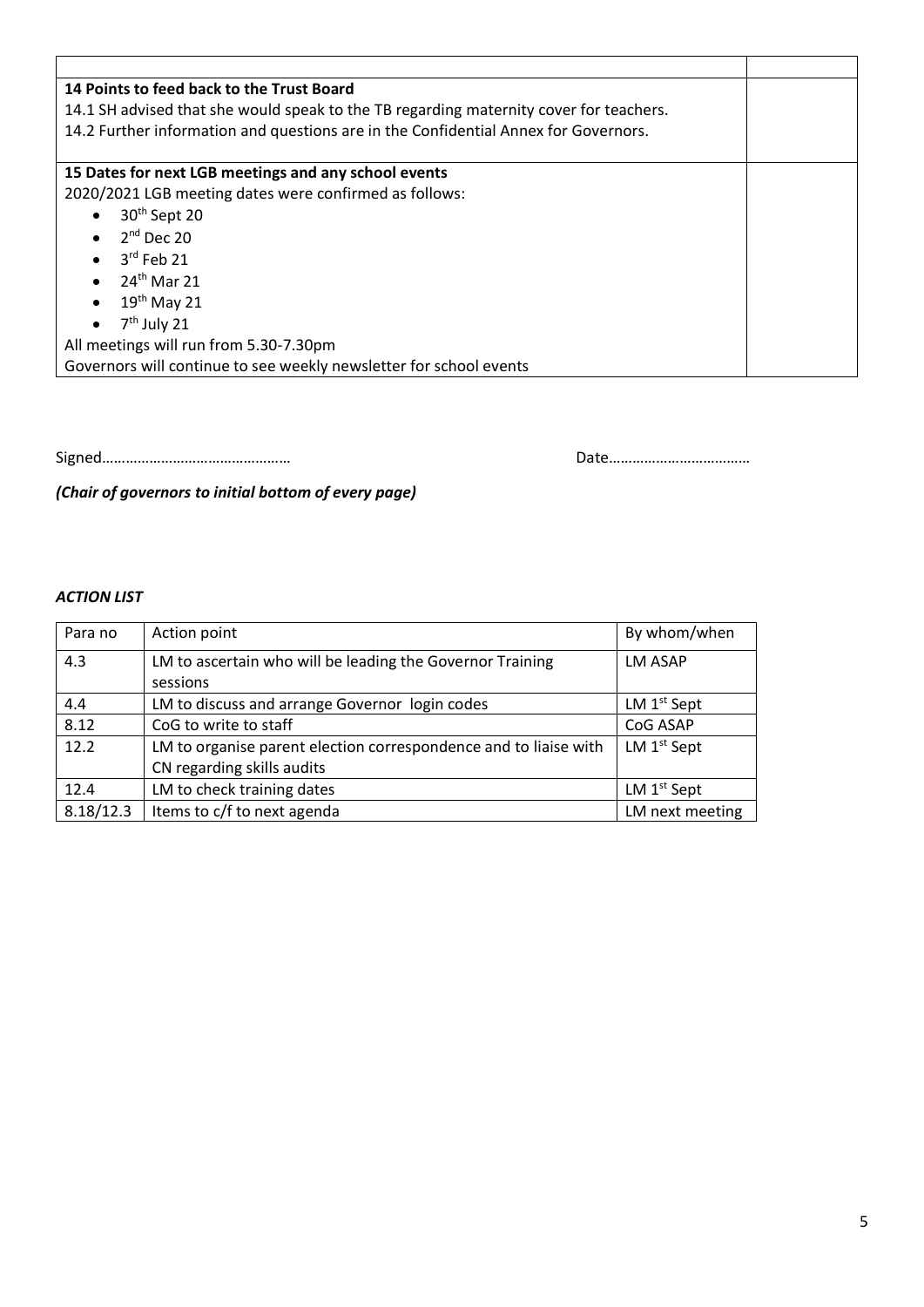**14 Points to feed back to the Trust Board**

14.1 SH advised that she would speak to the TB regarding maternity cover for teachers.

14.2 Further information and questions are in the Confidential Annex for Governors.

**15 Dates for next LGB meetings and any school events**

2020/2021 LGB meeting dates were confirmed as follows:

- 30th Sept 20
- 2nd Dec 20
- 3rd Feb 21
- 24th Mar 21
- 19th May 21
- 7th July 21

All meetings will run from 5.30-7.30pm

Governors will continue to see weekly newsletter for school events

Signed………………………………………… Date………………………………

***(Chair of governors to initial bottom of every page)***

***ACTION LIST***

| Para no | Action point | By whom/when |
|---|---|---|
| 4.3 | LM to ascertain who will be leading the Governor Training sessions | LM ASAP |
| 4.4 | LM to discuss and arrange Governor login codes | LM 1st Sept |
| 8.12 | CoG to write to staff | CoG ASAP |
| 12.2 | LM to organise parent election correspondence and to liaise with CN regarding skills audits | LM 1st Sept |
| 12.4 | LM to check training dates | LM 1st Sept |
| 8.18/12.3 | Items to c/f to next agenda | LM next meeting |